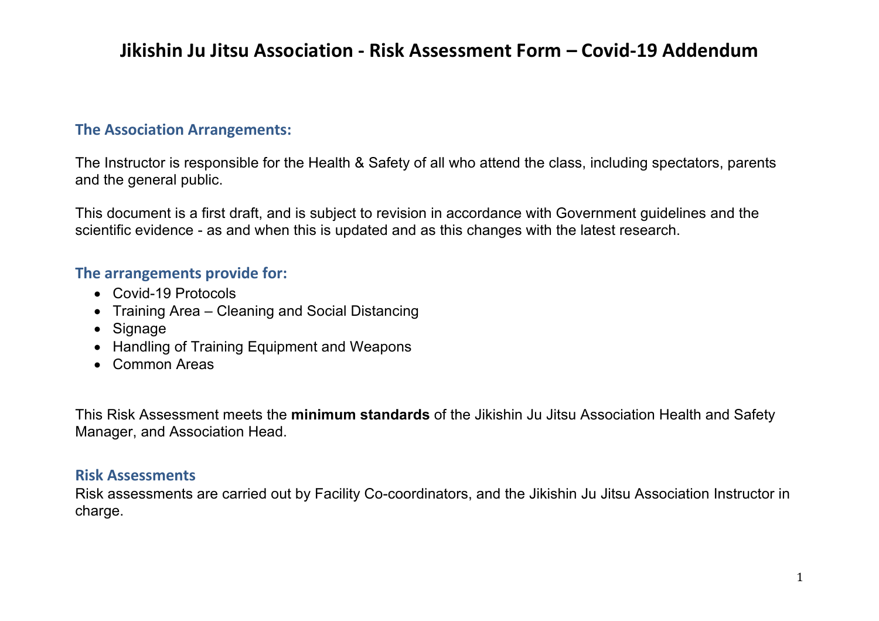# Jikishin Ju Jitsu Association - Risk Assessment Form – Covid-19 Addendum

## The Association Arrangements:

The Instructor is responsible for the Health & Safety of all who attend the class, including spectators, parents and the general public.

This document is a first draft, and is subject to revision in accordance with Government guidelines and the scientific evidence - as and when this is updated and as this changes with the latest research.

## The arrangements provide for:

- Covid-19 Protocols
- Training Area – Cleaning and Social Distancing
- Signage
- Handling of Training Equipment and Weapons
- Common Areas

This Risk Assessment meets the **minimum standards** of the Jikishin Ju Jitsu Association Health and Safety Manager, and Association Head.

## Risk Assessments

Risk assessments are carried out by Facility Co-coordinators, and the Jikishin Ju Jitsu Association Instructor in charge.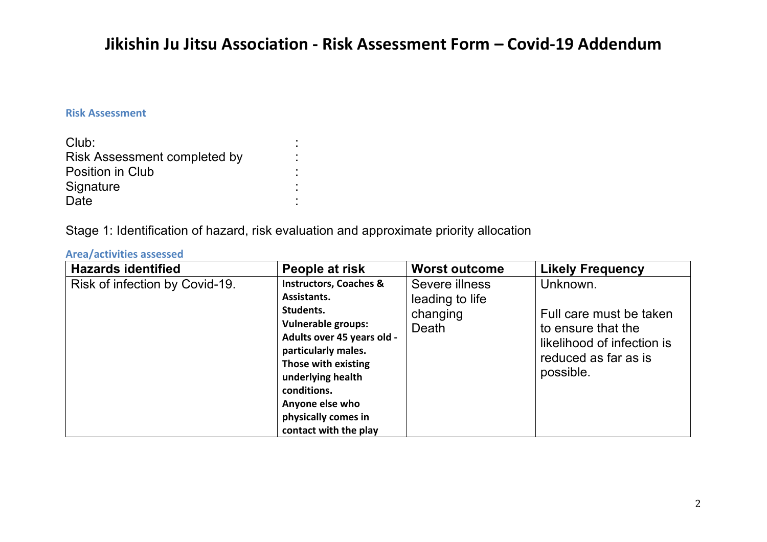# Jikishin Ju Jitsu Association - Risk Assessment Form – Covid-19 Addendum

### Risk Assessment

Club: :
Risk Assessment completed by :
Position in Club :
Signature :
Date :

Stage 1: Identification of hazard, risk evaluation and approximate priority allocation

### Area/activities assessed

| Hazards identified | People at risk | Worst outcome | Likely Frequency |
|---|---|---|---|
| Risk of infection by Covid-19. | **Instructors, Coaches & Assistants.**<br>**Students.**<br>**Vulnerable groups:**<br>**Adults over 45 years old - particularly males.**<br>**Those with existing underlying health conditions.**<br>**Anyone else who physically comes in contact with the play** | Severe illness leading to life changing<br>Death | Unknown.<br><br>Full care must be taken to ensure that the likelihood of infection is reduced as far as is possible. |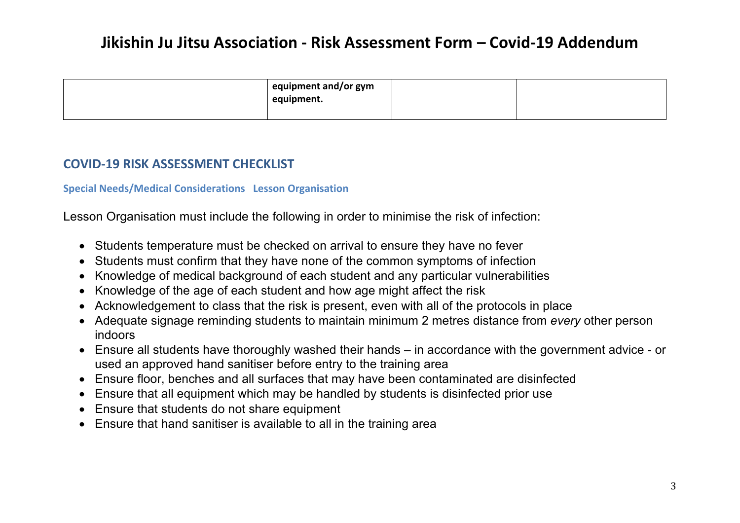| | | | |
|---|---|---|---|
| | **equipment and/or gym equipment.** | | |

## COVID-19 RISK ASSESSMENT CHECKLIST

### Special Needs/Medical Considerations   Lesson Organisation

Lesson Organisation must include the following in order to minimise the risk of infection:

- Students temperature must be checked on arrival to ensure they have no fever
- Students must confirm that they have none of the common symptoms of infection
- Knowledge of medical background of each student and any particular vulnerabilities
- Knowledge of the age of each student and how age might affect the risk
- Acknowledgement to class that the risk is present, even with all of the protocols in place
- Adequate signage reminding students to maintain minimum 2 metres distance from *every* other person indoors
- Ensure all students have thoroughly washed their hands – in accordance with the government advice - or used an approved hand sanitiser before entry to the training area
- Ensure floor, benches and all surfaces that may have been contaminated are disinfected
- Ensure that all equipment which may be handled by students is disinfected prior use
- Ensure that students do not share equipment
- Ensure that hand sanitiser is available to all in the training area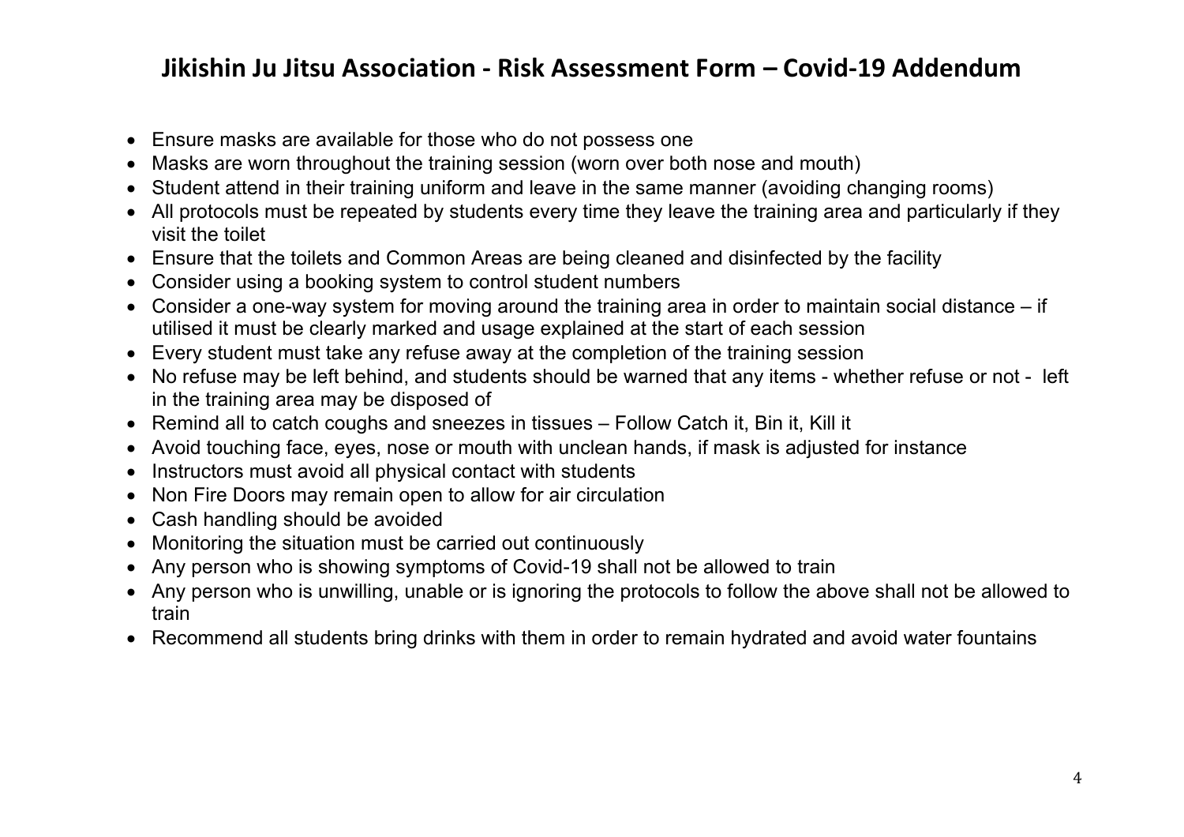# Jikishin Ju Jitsu Association - Risk Assessment Form – Covid-19 Addendum

- Ensure masks are available for those who do not possess one
- Masks are worn throughout the training session (worn over both nose and mouth)
- Student attend in their training uniform and leave in the same manner (avoiding changing rooms)
- All protocols must be repeated by students every time they leave the training area and particularly if they visit the toilet
- Ensure that the toilets and Common Areas are being cleaned and disinfected by the facility
- Consider using a booking system to control student numbers
- Consider a one-way system for moving around the training area in order to maintain social distance – if utilised it must be clearly marked and usage explained at the start of each session
- Every student must take any refuse away at the completion of the training session
- No refuse may be left behind, and students should be warned that any items - whether refuse or not - left in the training area may be disposed of
- Remind all to catch coughs and sneezes in tissues – Follow Catch it, Bin it, Kill it
- Avoid touching face, eyes, nose or mouth with unclean hands, if mask is adjusted for instance
- Instructors must avoid all physical contact with students
- Non Fire Doors may remain open to allow for air circulation
- Cash handling should be avoided
- Monitoring the situation must be carried out continuously
- Any person who is showing symptoms of Covid-19 shall not be allowed to train
- Any person who is unwilling, unable or is ignoring the protocols to follow the above shall not be allowed to train
- Recommend all students bring drinks with them in order to remain hydrated and avoid water fountains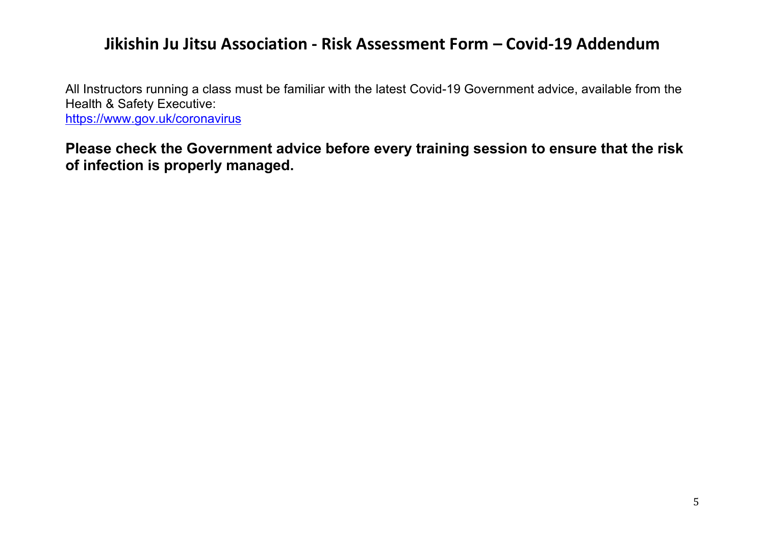# Jikishin Ju Jitsu Association - Risk Assessment Form – Covid-19 Addendum

All Instructors running a class must be familiar with the latest Covid-19 Government advice, available from the Health & Safety Executive:
https://www.gov.uk/coronavirus

**Please check the Government advice before every training session to ensure that the risk of infection is properly managed.**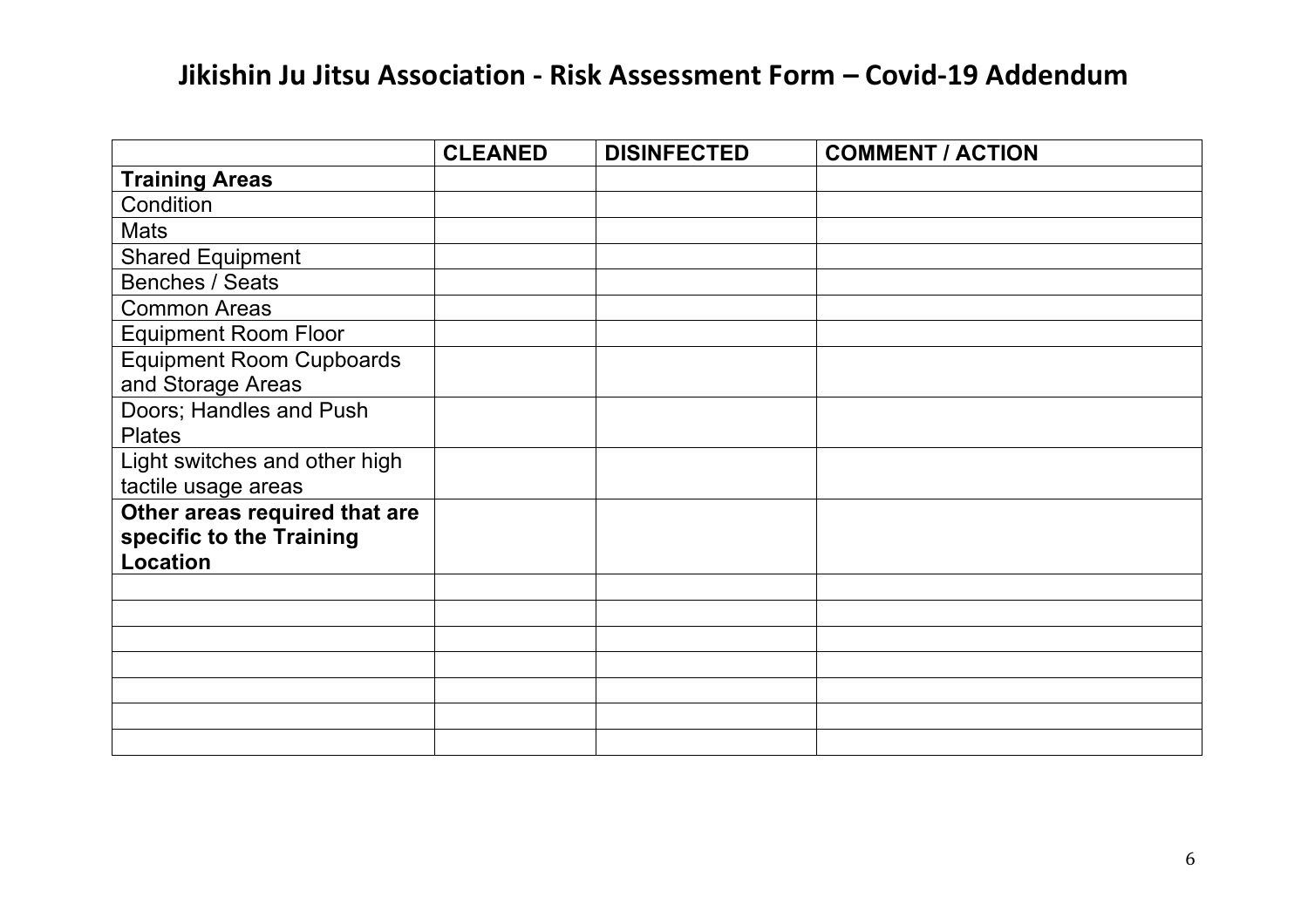# Jikishin Ju Jitsu Association - Risk Assessment Form – Covid-19 Addendum

| | CLEANED | DISINFECTED | COMMENT / ACTION |
|---|---|---|---|
| **Training Areas** | | | |
| Condition | | | |
| Mats | | | |
| Shared Equipment | | | |
| Benches / Seats | | | |
| Common Areas | | | |
| Equipment Room Floor | | | |
| Equipment Room Cupboards and Storage Areas | | | |
| Doors; Handles and Push Plates | | | |
| Light switches and other high tactile usage areas | | | |
| **Other areas required that are specific to the Training Location** | | | |
| | | | |
| | | | |
| | | | |
| | | | |
| | | | |
| | | | |
| | | | |